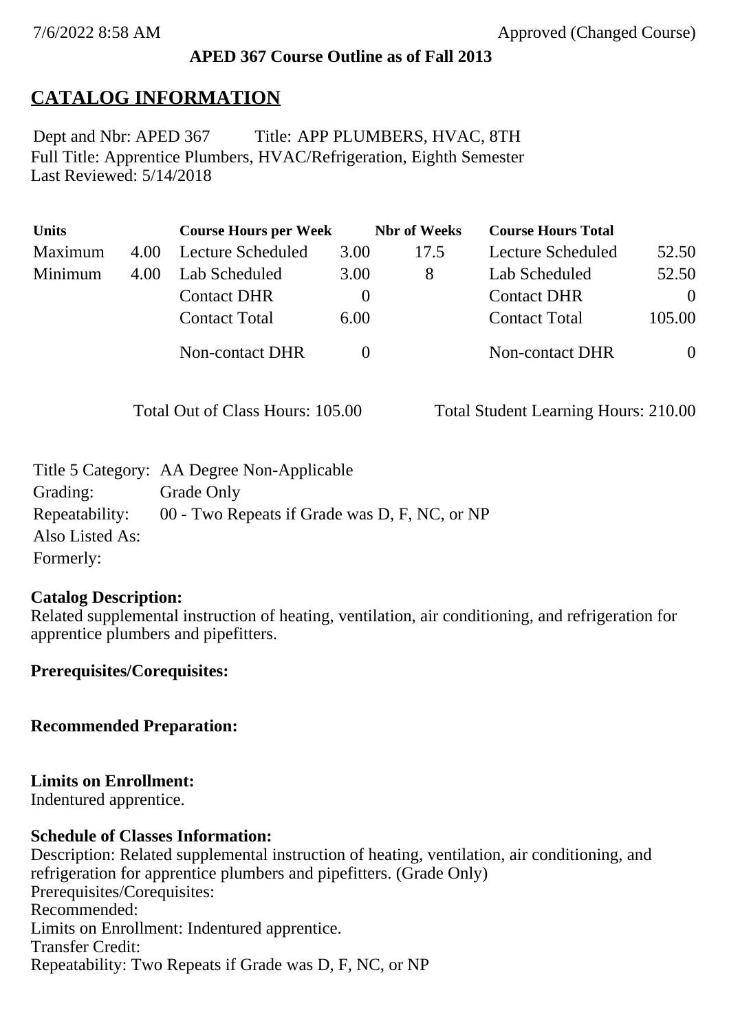7/6/2022 8:58 AM Approved (Changed Course)

**APED 367 Course Outline as of Fall 2013**

# CATALOG INFORMATION

Dept and Nbr: APED 367 Title: APP PLUMBERS, HVAC, 8TH
Full Title: Apprentice Plumbers, HVAC/Refrigeration, Eighth Semester
Last Reviewed: 5/14/2018

| Units | | Course Hours per Week | | Nbr of Weeks | Course Hours Total | |
|---|---|---|---|---|---|---|
| Maximum | 4.00 | Lecture Scheduled | 3.00 | 17.5 | Lecture Scheduled | 52.50 |
| Minimum | 4.00 | Lab Scheduled | 3.00 | 8 | Lab Scheduled | 52.50 |
| | | Contact DHR | 0 | | Contact DHR | 0 |
| | | Contact Total | 6.00 | | Contact Total | 105.00 |
| | | Non-contact DHR | 0 | | Non-contact DHR | 0 |

Total Out of Class Hours: 105.00 Total Student Learning Hours: 210.00

Title 5 Category: AA Degree Non-Applicable
Grading: Grade Only
Repeatability: 00 - Two Repeats if Grade was D, F, NC, or NP
Also Listed As:
Formerly:

**Catalog Description:**
Related supplemental instruction of heating, ventilation, air conditioning, and refrigeration for apprentice plumbers and pipefitters.

**Prerequisites/Corequisites:**

**Recommended Preparation:**

**Limits on Enrollment:**
Indentured apprentice.

**Schedule of Classes Information:**
Description: Related supplemental instruction of heating, ventilation, air conditioning, and refrigeration for apprentice plumbers and pipefitters. (Grade Only)
Prerequisites/Corequisites:
Recommended:
Limits on Enrollment: Indentured apprentice.
Transfer Credit:
Repeatability: Two Repeats if Grade was D, F, NC, or NP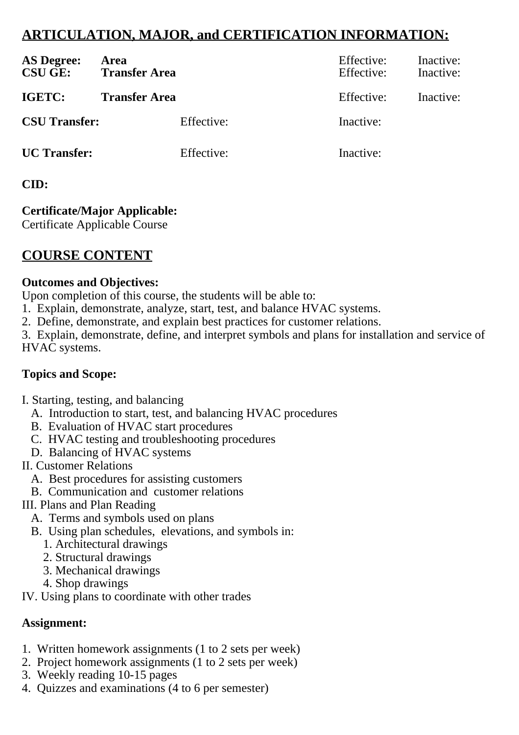## ARTICULATION, MAJOR, and CERTIFICATION INFORMATION:

| | | | |
|---|---|---|---|
| **AS Degree:** | **Area** | Effective: | Inactive: |
| **CSU GE:** | **Transfer Area** | Effective: | Inactive: |
| **IGETC:** | **Transfer Area** | Effective: | Inactive: |
| **CSU Transfer:** | Effective: | Inactive: | |
| **UC Transfer:** | Effective: | Inactive: | |

**CID:**

**Certificate/Major Applicable:**
Certificate Applicable Course

## COURSE CONTENT

**Outcomes and Objectives:**
Upon completion of this course, the students will be able to:
1. Explain, demonstrate, analyze, start, test, and balance HVAC systems.
2. Define, demonstrate, and explain best practices for customer relations.
3. Explain, demonstrate, define, and interpret symbols and plans for installation and service of HVAC systems.

**Topics and Scope:**

I. Starting, testing, and balancing
   A. Introduction to start, test, and balancing HVAC procedures
   B. Evaluation of HVAC start procedures
   C. HVAC testing and troubleshooting procedures
   D. Balancing of HVAC systems
II. Customer Relations
   A. Best procedures for assisting customers
   B. Communication and customer relations
III. Plans and Plan Reading
   A. Terms and symbols used on plans
   B. Using plan schedules, elevations, and symbols in:
      1. Architectural drawings
      2. Structural drawings
      3. Mechanical drawings
      4. Shop drawings
IV. Using plans to coordinate with other trades

**Assignment:**

1. Written homework assignments (1 to 2 sets per week)
2. Project homework assignments (1 to 2 sets per week)
3. Weekly reading 10-15 pages
4. Quizzes and examinations (4 to 6 per semester)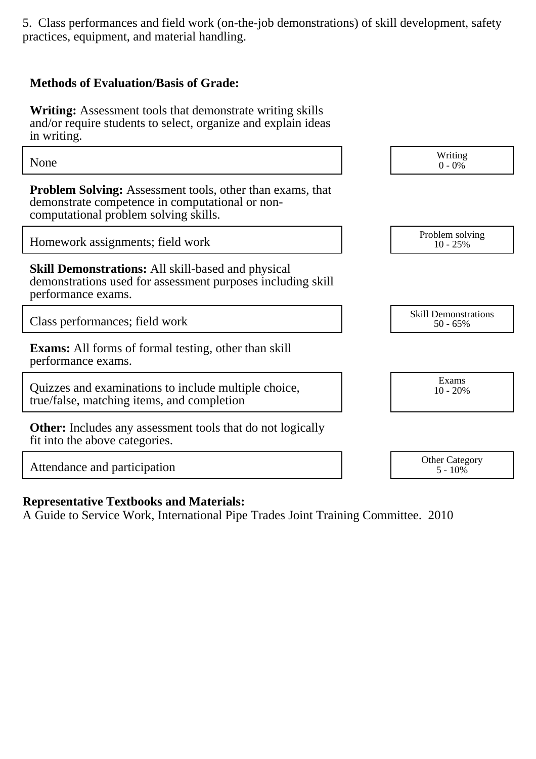5. Class performances and field work (on-the-job demonstrations) of skill development, safety practices, equipment, and material handling.

**Methods of Evaluation/Basis of Grade:**

**Writing:** Assessment tools that demonstrate writing skills and/or require students to select, organize and explain ideas in writing.

| | |
|---|---|
| None | Writing<br>0 - 0% |

**Problem Solving:** Assessment tools, other than exams, that demonstrate competence in computational or non-computational problem solving skills.

| | |
|---|---|
| Homework assignments; field work | Problem solving<br>10 - 25% |

**Skill Demonstrations:** All skill-based and physical demonstrations used for assessment purposes including skill performance exams.

| | |
|---|---|
| Class performances; field work | Skill Demonstrations<br>50 - 65% |

**Exams:** All forms of formal testing, other than skill performance exams.

| | |
|---|---|
| Quizzes and examinations to include multiple choice, true/false, matching items, and completion | Exams<br>10 - 20% |

**Other:** Includes any assessment tools that do not logically fit into the above categories.

| | |
|---|---|
| Attendance and participation | Other Category<br>5 - 10% |

**Representative Textbooks and Materials:**

A Guide to Service Work, International Pipe Trades Joint Training Committee. 2010